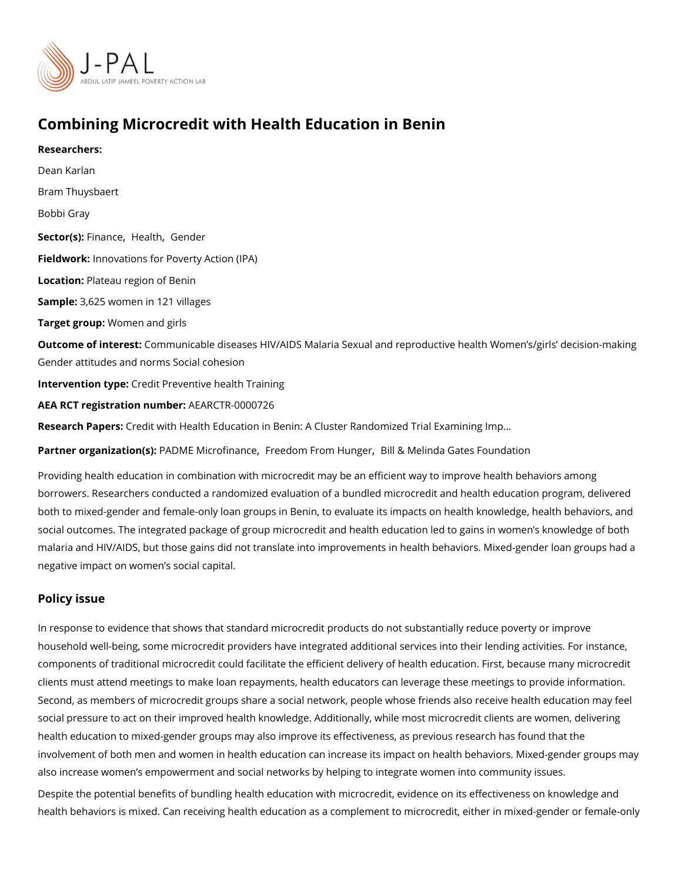# Combining Microcredit with Health Education in Benin

**Researchers:**

Dean Karlan

Bram Thuysbaert

Bobbi Gray

**Sector(s):** Finance, Health, Gender

**Fieldwork:** Innovations for Poverty Action (IPA)

**Location:** Plateau region of Benin

**Sample:** 3,625 women in 121 villages

**Target group:** Women and girls

**Outcome of interest:** Communicable diseases HIV/AIDS Malaria Sexual and reproductive health Women's/girls' decision-making Gender attitudes and norms Social cohesion

**Intervention type:** Credit Preventive health Training

**AEA RCT registration number:** AEARCTR-0000726

**Research Papers:** Credit with Health Education in Benin: A Cluster Randomized Trial Examining Imp...

**Partner organization(s):** PADME Microfinance, Freedom From Hunger, Bill & Melinda Gates Foundation

Providing health education in combination with microcredit may be an efficient way to improve health behaviors among borrowers. Researchers conducted a randomized evaluation of a bundled microcredit and health education program, delivered both to mixed-gender and female-only loan groups in Benin, to evaluate its impacts on health knowledge, health behaviors, and social outcomes. The integrated package of group microcredit and health education led to gains in women's knowledge of both malaria and HIV/AIDS, but those gains did not translate into improvements in health behaviors. Mixed-gender loan groups had a negative impact on women's social capital.

## Policy issue

In response to evidence that shows that standard microcredit products do not substantially reduce poverty or improve household well-being, some microcredit providers have integrated additional services into their lending activities. For instance, components of traditional microcredit could facilitate the efficient delivery of health education. First, because many microcredit clients must attend meetings to make loan repayments, health educators can leverage these meetings to provide information. Second, as members of microcredit groups share a social network, people whose friends also receive health education may feel social pressure to act on their improved health knowledge. Additionally, while most microcredit clients are women, delivering health education to mixed-gender groups may also improve its effectiveness, as previous research has found that the involvement of both men and women in health education can increase its impact on health behaviors. Mixed-gender groups may also increase women's empowerment and social networks by helping to integrate women into community issues.

Despite the potential benefits of bundling health education with microcredit, evidence on its effectiveness on knowledge and health behaviors is mixed. Can receiving health education as a complement to microcredit, either in mixed-gender or female-only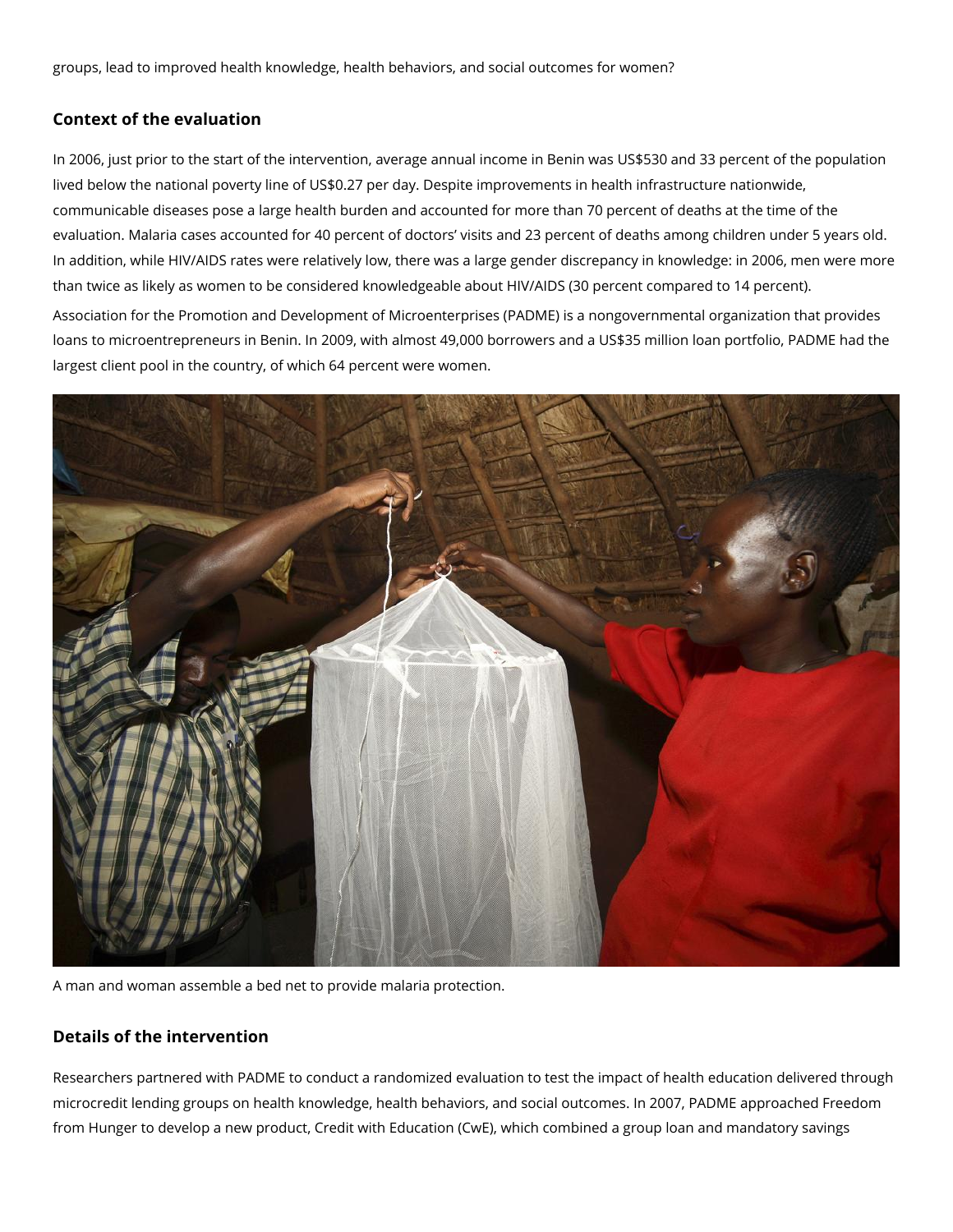groups, lead to improved health knowledge, health behaviors, and social outcomes for women?

## Context of the evaluation

In 2006, just prior to the start of the intervention, average annual income in Benin was US$530 and 33 percent of the population lived below the national poverty line of US$0.27 per day. Despite improvements in health infrastructure nationwide, communicable diseases pose a large health burden and accounted for more than 70 percent of deaths at the time of the evaluation. Malaria cases accounted for 40 percent of doctors' visits and 23 percent of deaths among children under 5 years old. In addition, while HIV/AIDS rates were relatively low, there was a large gender discrepancy in knowledge: in 2006, men were more than twice as likely as women to be considered knowledgeable about HIV/AIDS (30 percent compared to 14 percent).

Association for the Promotion and Development of Microenterprises (PADME) is a nongovernmental organization that provides loans to microentrepreneurs in Benin. In 2009, with almost 49,000 borrowers and a US$35 million loan portfolio, PADME had the largest client pool in the country, of which 64 percent were women.

A man and woman assemble a bed net to provide malaria protection.

## Details of the intervention

Researchers partnered with PADME to conduct a randomized evaluation to test the impact of health education delivered through microcredit lending groups on health knowledge, health behaviors, and social outcomes. In 2007, PADME approached Freedom from Hunger to develop a new product, Credit with Education (CwE), which combined a group loan and mandatory savings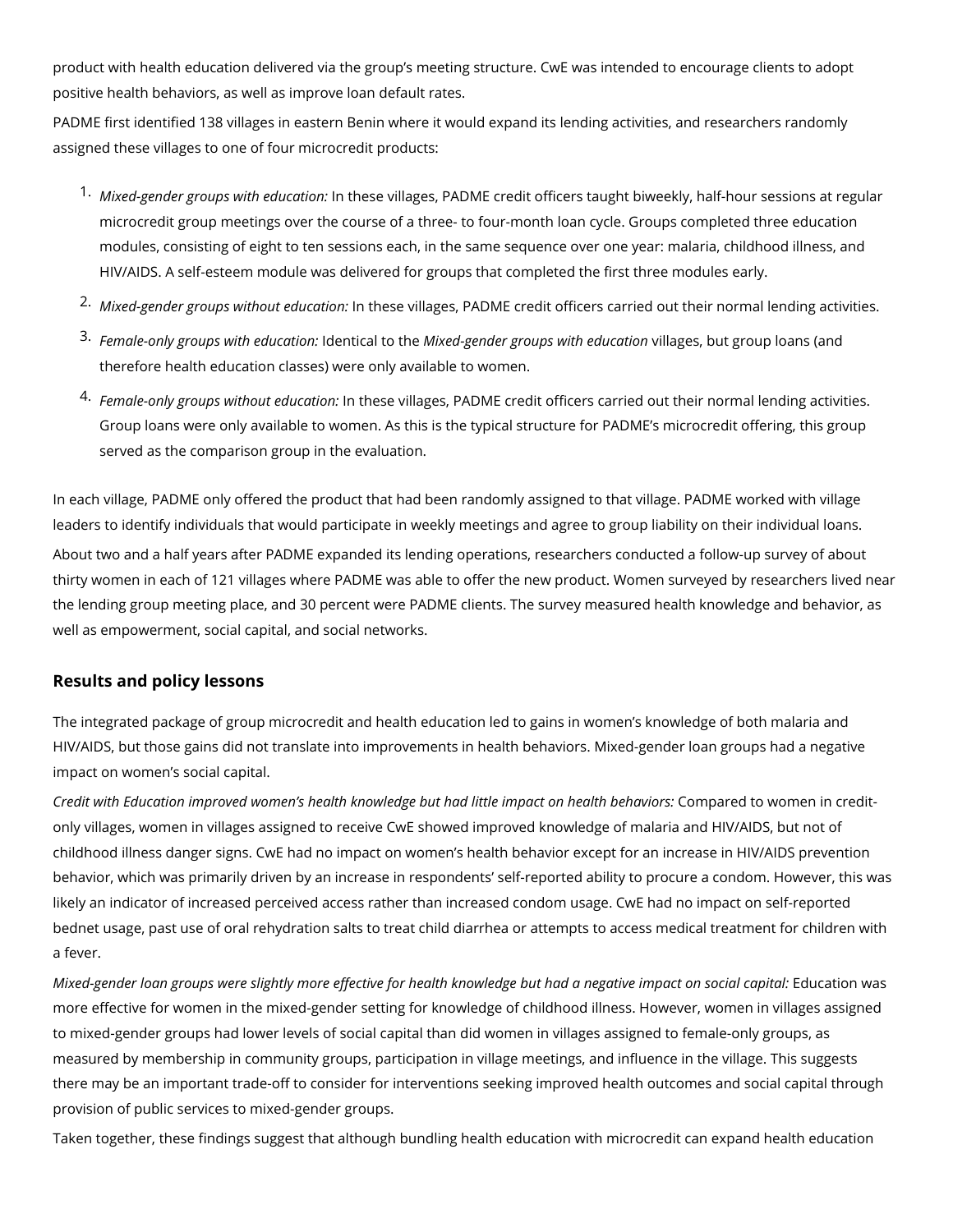product with health education delivered via the group's meeting structure. CwE was intended to encourage clients to adopt positive health behaviors, as well as improve loan default rates.

PADME first identified 138 villages in eastern Benin where it would expand its lending activities, and researchers randomly assigned these villages to one of four microcredit products:

1. *Mixed-gender groups with education:* In these villages, PADME credit officers taught biweekly, half-hour sessions at regular microcredit group meetings over the course of a three- to four-month loan cycle. Groups completed three education modules, consisting of eight to ten sessions each, in the same sequence over one year: malaria, childhood illness, and HIV/AIDS. A self-esteem module was delivered for groups that completed the first three modules early.
2. *Mixed-gender groups without education:* In these villages, PADME credit officers carried out their normal lending activities.
3. *Female-only groups with education:* Identical to the *Mixed-gender groups with education* villages, but group loans (and therefore health education classes) were only available to women.
4. *Female-only groups without education:* In these villages, PADME credit officers carried out their normal lending activities. Group loans were only available to women. As this is the typical structure for PADME's microcredit offering, this group served as the comparison group in the evaluation.

In each village, PADME only offered the product that had been randomly assigned to that village. PADME worked with village leaders to identify individuals that would participate in weekly meetings and agree to group liability on their individual loans.

About two and a half years after PADME expanded its lending operations, researchers conducted a follow-up survey of about thirty women in each of 121 villages where PADME was able to offer the new product. Women surveyed by researchers lived near the lending group meeting place, and 30 percent were PADME clients. The survey measured health knowledge and behavior, as well as empowerment, social capital, and social networks.

## Results and policy lessons

The integrated package of group microcredit and health education led to gains in women's knowledge of both malaria and HIV/AIDS, but those gains did not translate into improvements in health behaviors. Mixed-gender loan groups had a negative impact on women's social capital.

*Credit with Education improved women's health knowledge but had little impact on health behaviors:* Compared to women in credit-only villages, women in villages assigned to receive CwE showed improved knowledge of malaria and HIV/AIDS, but not of childhood illness danger signs. CwE had no impact on women's health behavior except for an increase in HIV/AIDS prevention behavior, which was primarily driven by an increase in respondents' self-reported ability to procure a condom. However, this was likely an indicator of increased perceived access rather than increased condom usage. CwE had no impact on self-reported bednet usage, past use of oral rehydration salts to treat child diarrhea or attempts to access medical treatment for children with a fever.

*Mixed-gender loan groups were slightly more effective for health knowledge but had a negative impact on social capital:* Education was more effective for women in the mixed-gender setting for knowledge of childhood illness. However, women in villages assigned to mixed-gender groups had lower levels of social capital than did women in villages assigned to female-only groups, as measured by membership in community groups, participation in village meetings, and influence in the village. This suggests there may be an important trade-off to consider for interventions seeking improved health outcomes and social capital through provision of public services to mixed-gender groups.

Taken together, these findings suggest that although bundling health education with microcredit can expand health education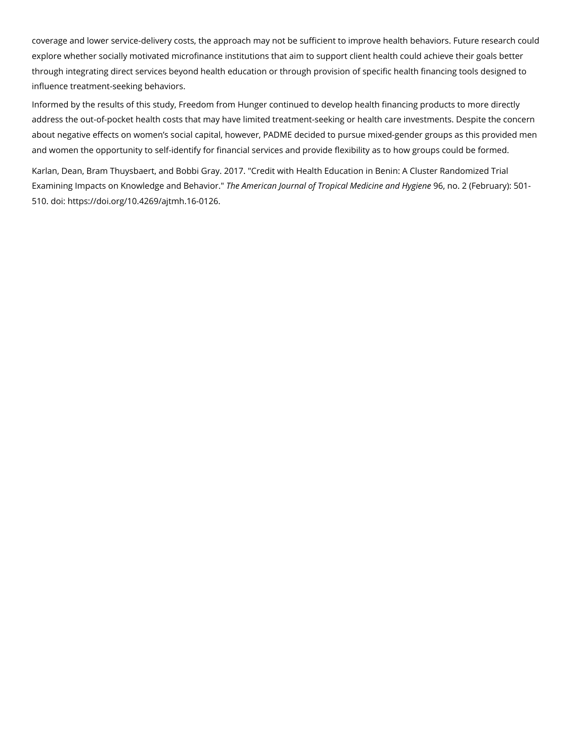coverage and lower service-delivery costs, the approach may not be sufficient to improve health behaviors. Future research could explore whether socially motivated microfinance institutions that aim to support client health could achieve their goals better through integrating direct services beyond health education or through provision of specific health financing tools designed to influence treatment-seeking behaviors.

Informed by the results of this study, Freedom from Hunger continued to develop health financing products to more directly address the out-of-pocket health costs that may have limited treatment-seeking or health care investments. Despite the concern about negative effects on women's social capital, however, PADME decided to pursue mixed-gender groups as this provided men and women the opportunity to self-identify for financial services and provide flexibility as to how groups could be formed.

Karlan, Dean, Bram Thuysbaert, and Bobbi Gray. 2017. "Credit with Health Education in Benin: A Cluster Randomized Trial Examining Impacts on Knowledge and Behavior." *The American Journal of Tropical Medicine and Hygiene* 96, no. 2 (February): 501-510. doi: https://doi.org/10.4269/ajtmh.16-0126.